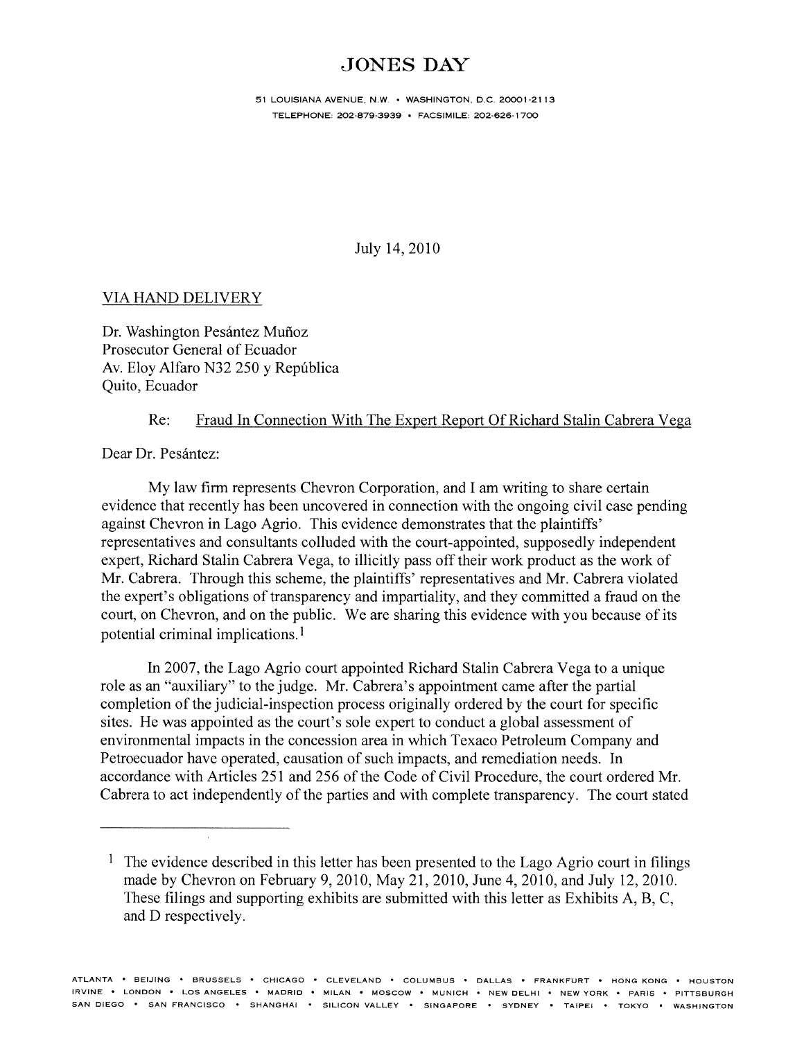# JONES DAY

51 LOUISIANA AVENUE, N.W. • WASHINGTON, D.C. 20001-2113
TELEPHONE: 202-879-3939 • FACSIMILE: 202-626-1700

July 14, 2010

VIA HAND DELIVERY

Dr. Washington Pesántez Muñoz
Prosecutor General of Ecuador
Av. Eloy Alfaro N32 250 y República
Quito, Ecuador

Re: Fraud In Connection With The Expert Report Of Richard Stalin Cabrera Vega

Dear Dr. Pesántez:

My law firm represents Chevron Corporation, and I am writing to share certain evidence that recently has been uncovered in connection with the ongoing civil case pending against Chevron in Lago Agrio. This evidence demonstrates that the plaintiffs' representatives and consultants colluded with the court-appointed, supposedly independent expert, Richard Stalin Cabrera Vega, to illicitly pass off their work product as the work of Mr. Cabrera. Through this scheme, the plaintiffs' representatives and Mr. Cabrera violated the expert's obligations of transparency and impartiality, and they committed a fraud on the court, on Chevron, and on the public. We are sharing this evidence with you because of its potential criminal implications.[1]

In 2007, the Lago Agrio court appointed Richard Stalin Cabrera Vega to a unique role as an "auxiliary" to the judge. Mr. Cabrera's appointment came after the partial completion of the judicial-inspection process originally ordered by the court for specific sites. He was appointed as the court's sole expert to conduct a global assessment of environmental impacts in the concession area in which Texaco Petroleum Company and Petroecuador have operated, causation of such impacts, and remediation needs. In accordance with Articles 251 and 256 of the Code of Civil Procedure, the court ordered Mr. Cabrera to act independently of the parties and with complete transparency. The court stated

[1] The evidence described in this letter has been presented to the Lago Agrio court in filings made by Chevron on February 9, 2010, May 21, 2010, June 4, 2010, and July 12, 2010. These filings and supporting exhibits are submitted with this letter as Exhibits A, B, C, and D respectively.

ATLANTA • BEIJING • BRUSSELS • CHICAGO • CLEVELAND • COLUMBUS • DALLAS • FRANKFURT • HONG KONG • HOUSTON
IRVINE • LONDON • LOS ANGELES • MADRID • MILAN • MOSCOW • MUNICH • NEW DELHI • NEW YORK • PARIS • PITTSBURGH
SAN DIEGO • SAN FRANCISCO • SHANGHAI • SILICON VALLEY • SINGAPORE • SYDNEY • TAIPEI • TOKYO • WASHINGTON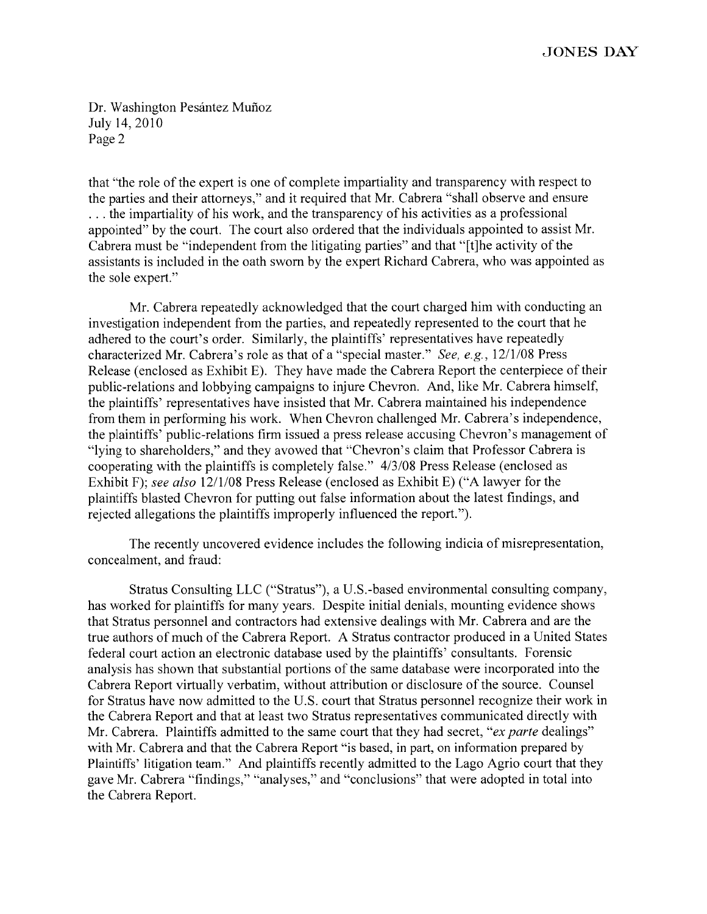that "the role of the expert is one of complete impartiality and transparency with respect to the parties and their attorneys," and it required that Mr. Cabrera "shall observe and ensure . . . the impartiality of his work, and the transparency of his activities as a professional appointed" by the court. The court also ordered that the individuals appointed to assist Mr. Cabrera must be "independent from the litigating parties" and that "[t]he activity of the assistants is included in the oath sworn by the expert Richard Cabrera, who was appointed as the sole expert."

Mr. Cabrera repeatedly acknowledged that the court charged him with conducting an investigation independent from the parties, and repeatedly represented to the court that he adhered to the court's order. Similarly, the plaintiffs' representatives have repeatedly characterized Mr. Cabrera's role as that of a "special master." *See, e.g.*, 12/1/08 Press Release (enclosed as Exhibit E). They have made the Cabrera Report the centerpiece of their public-relations and lobbying campaigns to injure Chevron. And, like Mr. Cabrera himself, the plaintiffs' representatives have insisted that Mr. Cabrera maintained his independence from them in performing his work. When Chevron challenged Mr. Cabrera's independence, the plaintiffs' public-relations firm issued a press release accusing Chevron's management of "lying to shareholders," and they avowed that "Chevron's claim that Professor Cabrera is cooperating with the plaintiffs is completely false." 4/3/08 Press Release (enclosed as Exhibit F); *see also* 12/1/08 Press Release (enclosed as Exhibit E) ("A lawyer for the plaintiffs blasted Chevron for putting out false information about the latest findings, and rejected allegations the plaintiffs improperly influenced the report.").

The recently uncovered evidence includes the following indicia of misrepresentation, concealment, and fraud:

Stratus Consulting LLC ("Stratus"), a U.S.-based environmental consulting company, has worked for plaintiffs for many years. Despite initial denials, mounting evidence shows that Stratus personnel and contractors had extensive dealings with Mr. Cabrera and are the true authors of much of the Cabrera Report. A Stratus contractor produced in a United States federal court action an electronic database used by the plaintiffs' consultants. Forensic analysis has shown that substantial portions of the same database were incorporated into the Cabrera Report virtually verbatim, without attribution or disclosure of the source. Counsel for Stratus have now admitted to the U.S. court that Stratus personnel recognize their work in the Cabrera Report and that at least two Stratus representatives communicated directly with Mr. Cabrera. Plaintiffs admitted to the same court that they had secret, "*ex parte* dealings" with Mr. Cabrera and that the Cabrera Report "is based, in part, on information prepared by Plaintiffs' litigation team." And plaintiffs recently admitted to the Lago Agrio court that they gave Mr. Cabrera "findings," "analyses," and "conclusions" that were adopted in total into the Cabrera Report.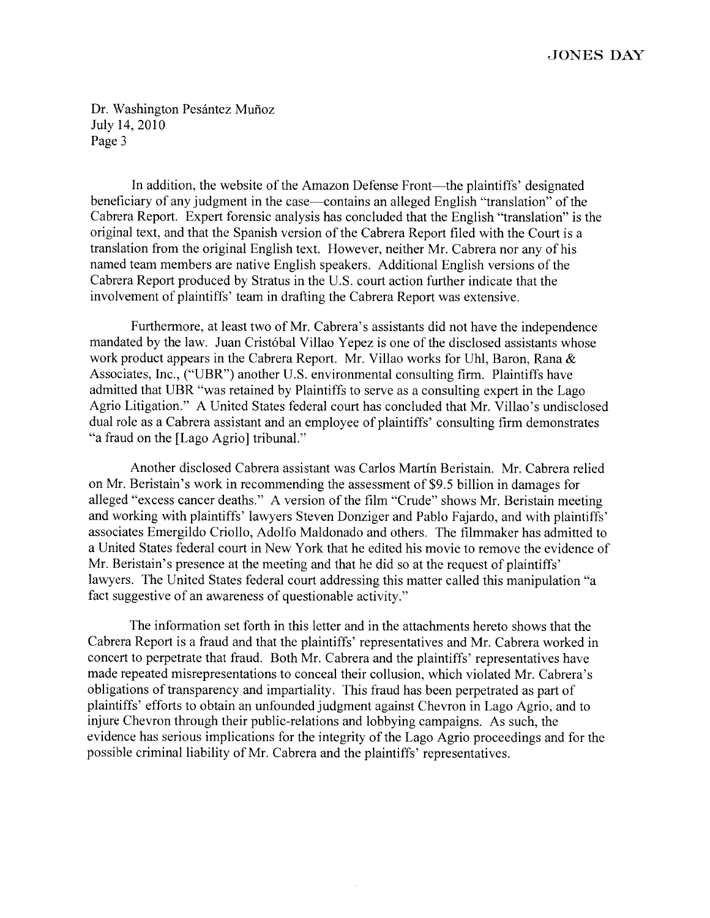In addition, the website of the Amazon Defense Front—the plaintiffs' designated beneficiary of any judgment in the case—contains an alleged English "translation" of the Cabrera Report. Expert forensic analysis has concluded that the English "translation" is the original text, and that the Spanish version of the Cabrera Report filed with the Court is a translation from the original English text. However, neither Mr. Cabrera nor any of his named team members are native English speakers. Additional English versions of the Cabrera Report produced by Stratus in the U.S. court action further indicate that the involvement of plaintiffs' team in drafting the Cabrera Report was extensive.

Furthermore, at least two of Mr. Cabrera's assistants did not have the independence mandated by the law. Juan Cristóbal Villao Yepez is one of the disclosed assistants whose work product appears in the Cabrera Report. Mr. Villao works for Uhl, Baron, Rana & Associates, Inc., ("UBR") another U.S. environmental consulting firm. Plaintiffs have admitted that UBR "was retained by Plaintiffs to serve as a consulting expert in the Lago Agrio Litigation." A United States federal court has concluded that Mr. Villao's undisclosed dual role as a Cabrera assistant and an employee of plaintiffs' consulting firm demonstrates "a fraud on the [Lago Agrio] tribunal."

Another disclosed Cabrera assistant was Carlos Martín Beristain. Mr. Cabrera relied on Mr. Beristain's work in recommending the assessment of $9.5 billion in damages for alleged "excess cancer deaths." A version of the film "Crude" shows Mr. Beristain meeting and working with plaintiffs' lawyers Steven Donziger and Pablo Fajardo, and with plaintiffs' associates Emergildo Criollo, Adolfo Maldonado and others. The filmmaker has admitted to a United States federal court in New York that he edited his movie to remove the evidence of Mr. Beristain's presence at the meeting and that he did so at the request of plaintiffs' lawyers. The United States federal court addressing this matter called this manipulation "a fact suggestive of an awareness of questionable activity."

The information set forth in this letter and in the attachments hereto shows that the Cabrera Report is a fraud and that the plaintiffs' representatives and Mr. Cabrera worked in concert to perpetrate that fraud. Both Mr. Cabrera and the plaintiffs' representatives have made repeated misrepresentations to conceal their collusion, which violated Mr. Cabrera's obligations of transparency and impartiality. This fraud has been perpetrated as part of plaintiffs' efforts to obtain an unfounded judgment against Chevron in Lago Agrio, and to injure Chevron through their public-relations and lobbying campaigns. As such, the evidence has serious implications for the integrity of the Lago Agrio proceedings and for the possible criminal liability of Mr. Cabrera and the plaintiffs' representatives.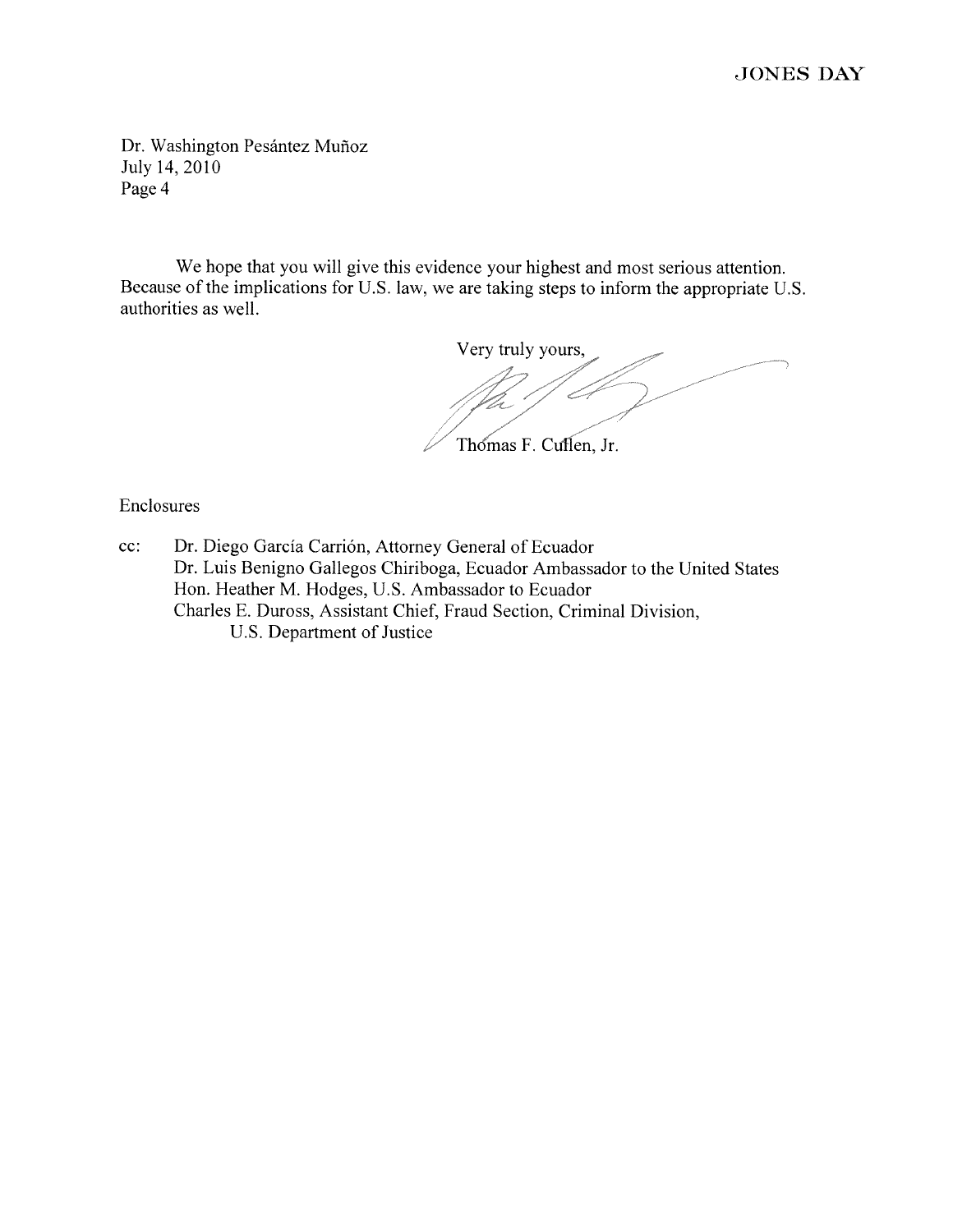Dr. Washington Pesántez Muñoz
July 14, 2010
Page 4

We hope that you will give this evidence your highest and most serious attention. Because of the implications for U.S. law, we are taking steps to inform the appropriate U.S. authorities as well.

Very truly yours,

Thomas F. Cullen, Jr.

Enclosures

cc: Dr. Diego García Carrión, Attorney General of Ecuador
Dr. Luis Benigno Gallegos Chiriboga, Ecuador Ambassador to the United States
Hon. Heather M. Hodges, U.S. Ambassador to Ecuador
Charles E. Duross, Assistant Chief, Fraud Section, Criminal Division, U.S. Department of Justice